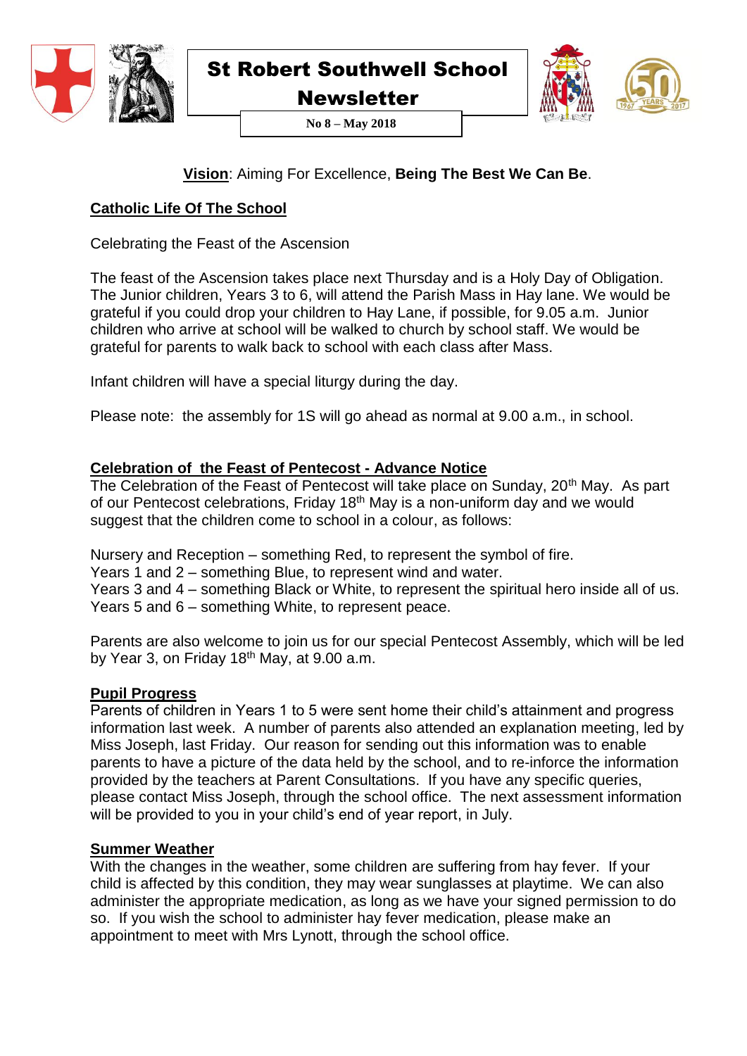# St Robert Southwell School Newsletter

**No 8 – May 2018**

**Vision**: Aiming For Excellence, **Being The Best We Can Be**.

## Catholic Life Of The School

Celebrating the Feast of the Ascension

The feast of the Ascension takes place next Thursday and is a Holy Day of Obligation. The Junior children, Years 3 to 6, will attend the Parish Mass in Hay lane. We would be grateful if you could drop your children to Hay Lane, if possible, for 9.05 a.m. Junior children who arrive at school will be walked to church by school staff. We would be grateful for parents to walk back to school with each class after Mass.

Infant children will have a special liturgy during the day.

Please note: the assembly for 1S will go ahead as normal at 9.00 a.m., in school.

## Celebration of the Feast of Pentecost - Advance Notice

The Celebration of the Feast of Pentecost will take place on Sunday, 20th May. As part of our Pentecost celebrations, Friday 18th May is a non-uniform day and we would suggest that the children come to school in a colour, as follows:

Nursery and Reception – something Red, to represent the symbol of fire.
Years 1 and 2 – something Blue, to represent wind and water.
Years 3 and 4 – something Black or White, to represent the spiritual hero inside all of us.
Years 5 and 6 – something White, to represent peace.

Parents are also welcome to join us for our special Pentecost Assembly, which will be led by Year 3, on Friday 18th May, at 9.00 a.m.

## Pupil Progress

Parents of children in Years 1 to 5 were sent home their child's attainment and progress information last week. A number of parents also attended an explanation meeting, led by Miss Joseph, last Friday. Our reason for sending out this information was to enable parents to have a picture of the data held by the school, and to re-inforce the information provided by the teachers at Parent Consultations. If you have any specific queries, please contact Miss Joseph, through the school office. The next assessment information will be provided to you in your child's end of year report, in July.

## Summer Weather

With the changes in the weather, some children are suffering from hay fever. If your child is affected by this condition, they may wear sunglasses at playtime. We can also administer the appropriate medication, as long as we have your signed permission to do so. If you wish the school to administer hay fever medication, please make an appointment to meet with Mrs Lynott, through the school office.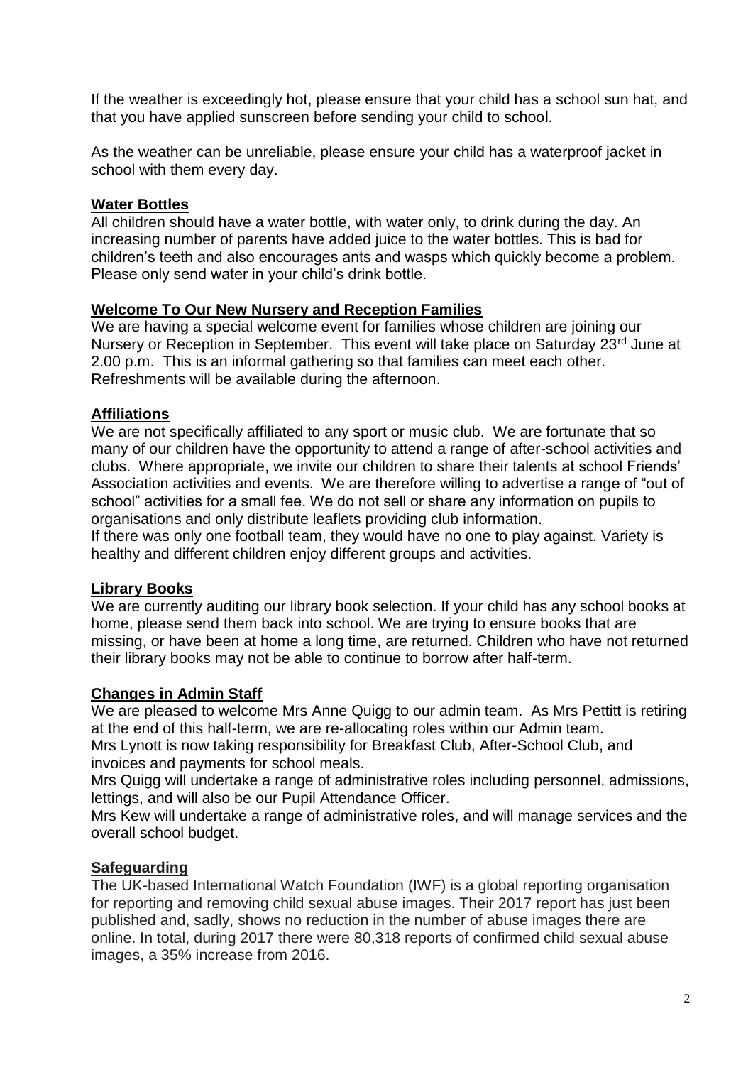If the weather is exceedingly hot, please ensure that your child has a school sun hat, and that you have applied sunscreen before sending your child to school.

As the weather can be unreliable, please ensure your child has a waterproof jacket in school with them every day.

## Water Bottles

All children should have a water bottle, with water only, to drink during the day. An increasing number of parents have added juice to the water bottles. This is bad for children's teeth and also encourages ants and wasps which quickly become a problem. Please only send water in your child's drink bottle.

## Welcome To Our New Nursery and Reception Families

We are having a special welcome event for families whose children are joining our Nursery or Reception in September. This event will take place on Saturday 23rd June at 2.00 p.m. This is an informal gathering so that families can meet each other. Refreshments will be available during the afternoon.

## Affiliations

We are not specifically affiliated to any sport or music club. We are fortunate that so many of our children have the opportunity to attend a range of after-school activities and clubs. Where appropriate, we invite our children to share their talents at school Friends' Association activities and events. We are therefore willing to advertise a range of "out of school" activities for a small fee. We do not sell or share any information on pupils to organisations and only distribute leaflets providing club information.
If there was only one football team, they would have no one to play against. Variety is healthy and different children enjoy different groups and activities.

## Library Books

We are currently auditing our library book selection. If your child has any school books at home, please send them back into school. We are trying to ensure books that are missing, or have been at home a long time, are returned. Children who have not returned their library books may not be able to continue to borrow after half-term.

## Changes in Admin Staff

We are pleased to welcome Mrs Anne Quigg to our admin team. As Mrs Pettitt is retiring at the end of this half-term, we are re-allocating roles within our Admin team.
Mrs Lynott is now taking responsibility for Breakfast Club, After-School Club, and invoices and payments for school meals.
Mrs Quigg will undertake a range of administrative roles including personnel, admissions, lettings, and will also be our Pupil Attendance Officer.
Mrs Kew will undertake a range of administrative roles, and will manage services and the overall school budget.

## Safeguarding

The UK-based International Watch Foundation (IWF) is a global reporting organisation for reporting and removing child sexual abuse images. Their 2017 report has just been published and, sadly, shows no reduction in the number of abuse images there are online. In total, during 2017 there were 80,318 reports of confirmed child sexual abuse images, a 35% increase from 2016.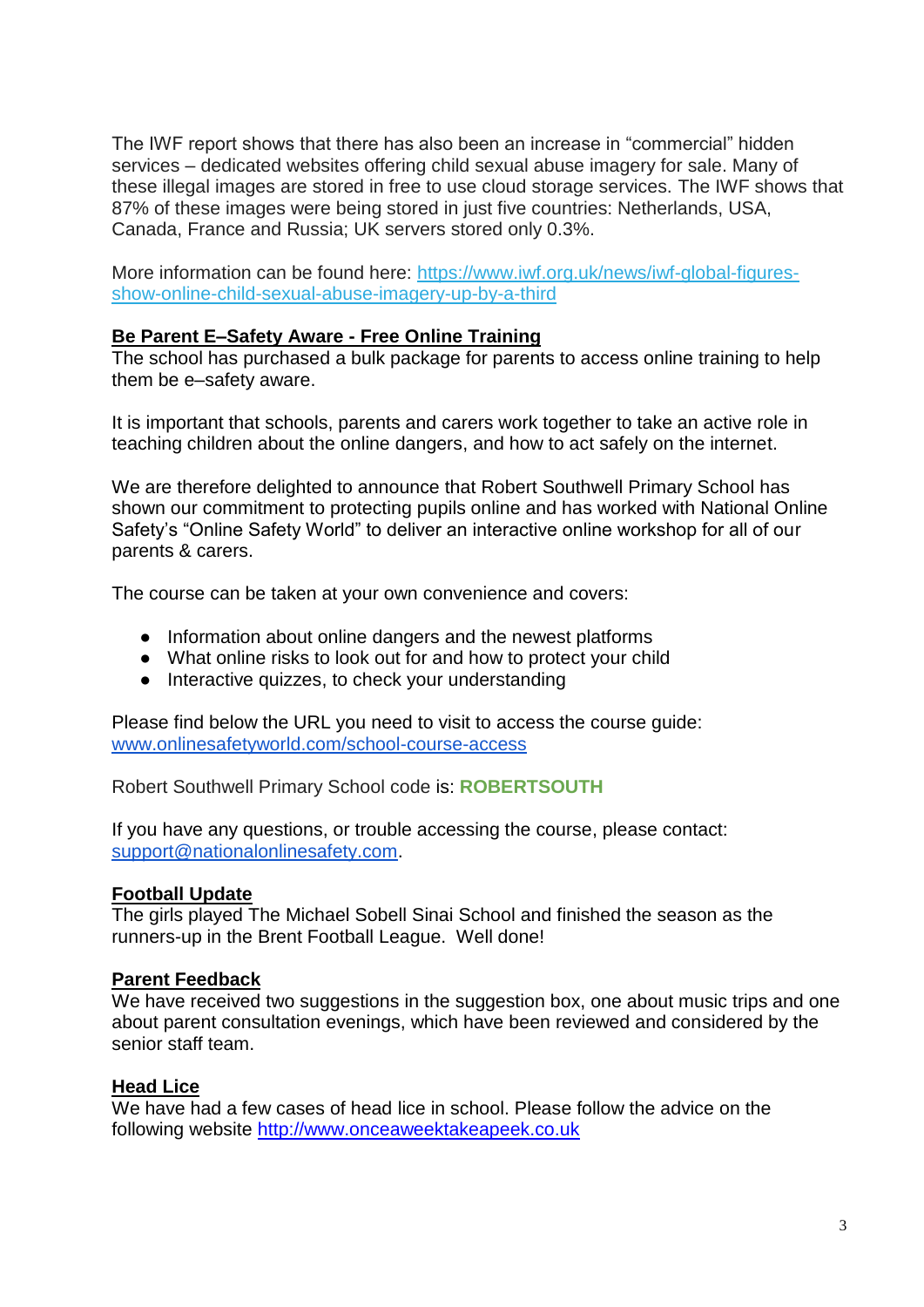The IWF report shows that there has also been an increase in "commercial" hidden services – dedicated websites offering child sexual abuse imagery for sale. Many of these illegal images are stored in free to use cloud storage services. The IWF shows that 87% of these images were being stored in just five countries: Netherlands, USA, Canada, France and Russia; UK servers stored only 0.3%.

More information can be found here: [https://www.iwf.org.uk/news/iwf-global-figures-show-online-child-sexual-abuse-imagery-up-by-a-third](https://www.iwf.org.uk/news/iwf-global-figures-show-online-child-sexual-abuse-imagery-up-by-a-third)

## Be Parent E–Safety Aware - Free Online Training

The school has purchased a bulk package for parents to access online training to help them be e–safety aware.

It is important that schools, parents and carers work together to take an active role in teaching children about the online dangers, and how to act safely on the internet.

We are therefore delighted to announce that Robert Southwell Primary School has shown our commitment to protecting pupils online and has worked with National Online Safety's "Online Safety World" to deliver an interactive online workshop for all of our parents & carers.

The course can be taken at your own convenience and covers:

- Information about online dangers and the newest platforms
- What online risks to look out for and how to protect your child
- Interactive quizzes, to check your understanding

Please find below the URL you need to visit to access the course guide:
[www.onlinesafetyworld.com/school-course-access](http://www.onlinesafetyworld.com/school-course-access)

Robert Southwell Primary School code is: **ROBERTSOUTH**

If you have any questions, or trouble accessing the course, please contact: [support@nationalonlinesafety.com](mailto:support@nationalonlinesafety.com).

## Football Update

The girls played The Michael Sobell Sinai School and finished the season as the runners-up in the Brent Football League. Well done!

## Parent Feedback

We have received two suggestions in the suggestion box, one about music trips and one about parent consultation evenings, which have been reviewed and considered by the senior staff team.

## Head Lice

We have had a few cases of head lice in school. Please follow the advice on the following website [http://www.onceaweektakeapeek.co.uk](http://www.onceaweektakeapeek.co.uk)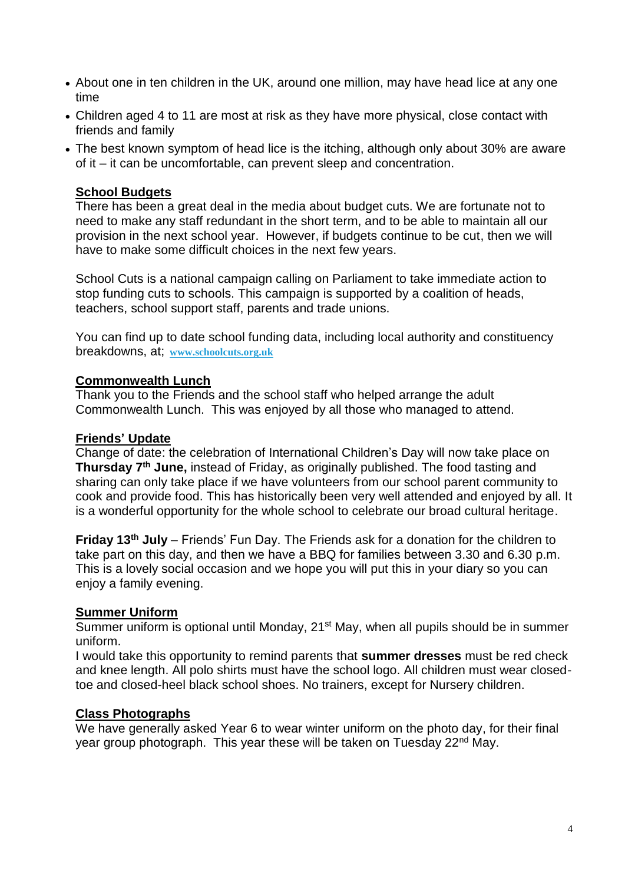- About one in ten children in the UK, around one million, may have head lice at any one time
- Children aged 4 to 11 are most at risk as they have more physical, close contact with friends and family
- The best known symptom of head lice is the itching, although only about 30% are aware of it – it can be uncomfortable, can prevent sleep and concentration.

## School Budgets

There has been a great deal in the media about budget cuts. We are fortunate not to need to make any staff redundant in the short term, and to be able to maintain all our provision in the next school year. However, if budgets continue to be cut, then we will have to make some difficult choices in the next few years.

School Cuts is a national campaign calling on Parliament to take immediate action to stop funding cuts to schools. This campaign is supported by a coalition of heads, teachers, school support staff, parents and trade unions.

You can find up to date school funding data, including local authority and constituency breakdowns, at; www.schoolcuts.org.uk

## Commonwealth Lunch

Thank you to the Friends and the school staff who helped arrange the adult Commonwealth Lunch. This was enjoyed by all those who managed to attend.

## Friends' Update

Change of date: the celebration of International Children's Day will now take place on **Thursday 7th June,** instead of Friday, as originally published. The food tasting and sharing can only take place if we have volunteers from our school parent community to cook and provide food. This has historically been very well attended and enjoyed by all. It is a wonderful opportunity for the whole school to celebrate our broad cultural heritage.

**Friday 13th July** – Friends' Fun Day. The Friends ask for a donation for the children to take part on this day, and then we have a BBQ for families between 3.30 and 6.30 p.m. This is a lovely social occasion and we hope you will put this in your diary so you can enjoy a family evening.

## Summer Uniform

Summer uniform is optional until Monday, 21st May, when all pupils should be in summer uniform.

I would take this opportunity to remind parents that **summer dresses** must be red check and knee length. All polo shirts must have the school logo. All children must wear closed-toe and closed-heel black school shoes. No trainers, except for Nursery children.

## Class Photographs

We have generally asked Year 6 to wear winter uniform on the photo day, for their final year group photograph. This year these will be taken on Tuesday 22nd May.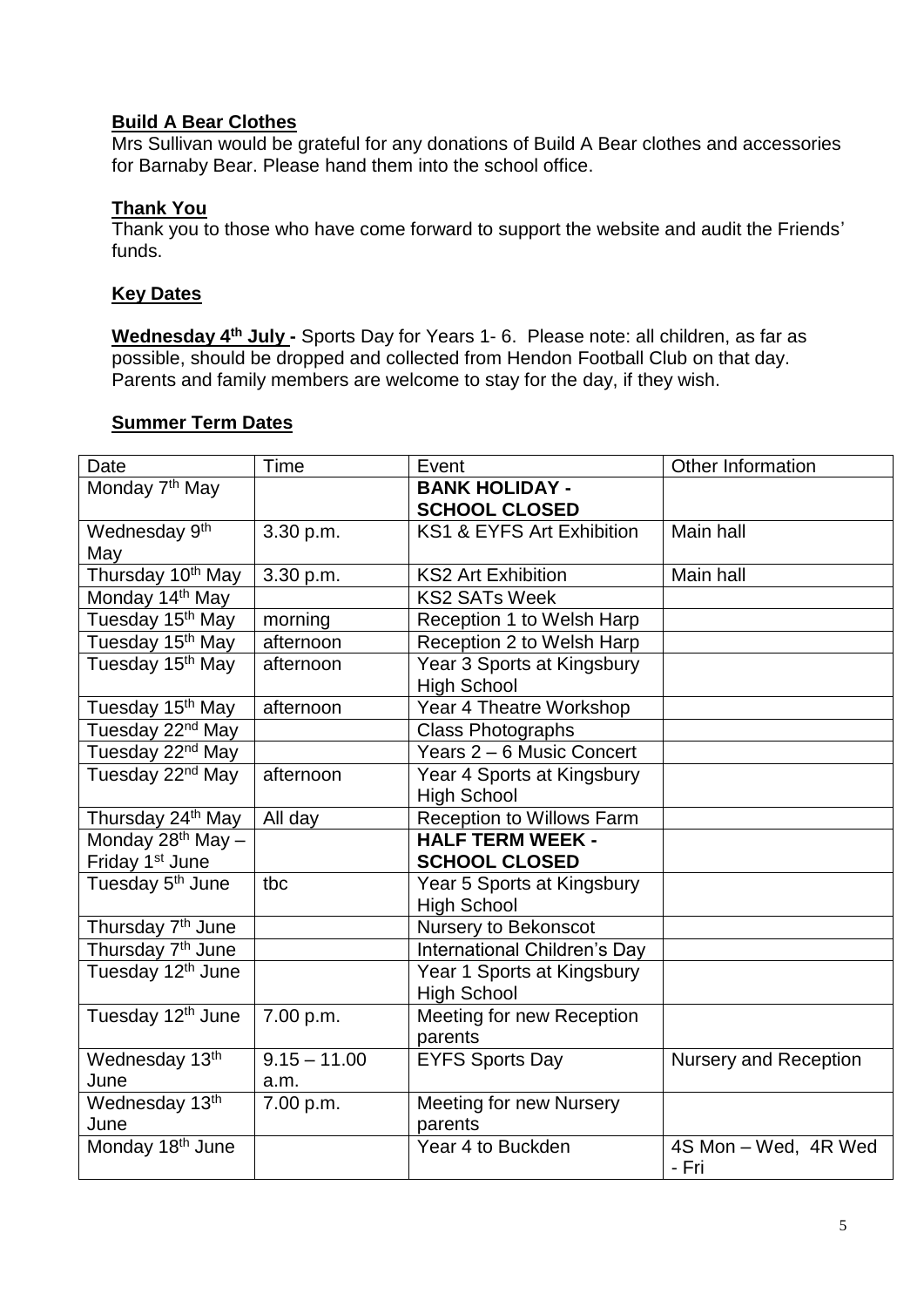**Build A Bear Clothes**

Mrs Sullivan would be grateful for any donations of Build A Bear clothes and accessories for Barnaby Bear. Please hand them into the school office.

**Thank You**

Thank you to those who have come forward to support the website and audit the Friends' funds.

**Key Dates**

**Wednesday 4th July -** Sports Day for Years 1- 6. Please note: all children, as far as possible, should be dropped and collected from Hendon Football Club on that day. Parents and family members are welcome to stay for the day, if they wish.

**Summer Term Dates**

| Date | Time | Event | Other Information |
|---|---|---|---|
| Monday 7th May | | **BANK HOLIDAY - SCHOOL CLOSED** | |
| Wednesday 9th May | 3.30 p.m. | KS1 & EYFS Art Exhibition | Main hall |
| Thursday 10th May | 3.30 p.m. | KS2 Art Exhibition | Main hall |
| Monday 14th May | | KS2 SATs Week | |
| Tuesday 15th May | morning | Reception 1 to Welsh Harp | |
| Tuesday 15th May | afternoon | Reception 2 to Welsh Harp | |
| Tuesday 15th May | afternoon | Year 3 Sports at Kingsbury High School | |
| Tuesday 15th May | afternoon | Year 4 Theatre Workshop | |
| Tuesday 22nd May | | Class Photographs | |
| Tuesday 22nd May | | Years 2 – 6 Music Concert | |
| Tuesday 22nd May | afternoon | Year 4 Sports at Kingsbury High School | |
| Thursday 24th May | All day | Reception to Willows Farm | |
| Monday 28th May – Friday 1st June | | **HALF TERM WEEK - SCHOOL CLOSED** | |
| Tuesday 5th June | tbc | Year 5 Sports at Kingsbury High School | |
| Thursday 7th June | | Nursery to Bekonscot | |
| Thursday 7th June | | International Children's Day | |
| Tuesday 12th June | | Year 1 Sports at Kingsbury High School | |
| Tuesday 12th June | 7.00 p.m. | Meeting for new Reception parents | |
| Wednesday 13th June | 9.15 – 11.00 a.m. | EYFS Sports Day | Nursery and Reception |
| Wednesday 13th June | 7.00 p.m. | Meeting for new Nursery parents | |
| Monday 18th June | | Year 4 to Buckden | 4S Mon – Wed, 4R Wed - Fri |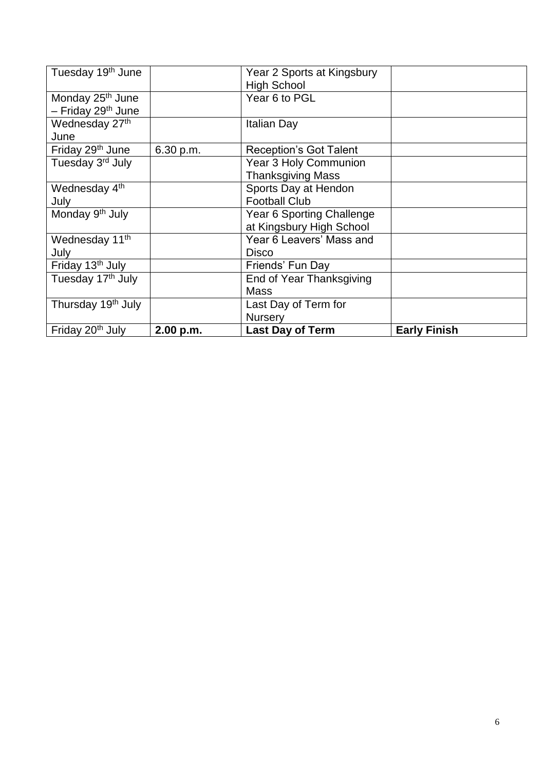| | | | |
|---|---|---|---|
| Tuesday 19th June | | Year 2 Sports at Kingsbury High School | |
| Monday 25th June – Friday 29th June | | Year 6 to PGL | |
| Wednesday 27th June | | Italian Day | |
| Friday 29th June | 6.30 p.m. | Reception's Got Talent | |
| Tuesday 3rd July | | Year 3 Holy Communion Thanksgiving Mass | |
| Wednesday 4th July | | Sports Day at Hendon Football Club | |
| Monday 9th July | | Year 6 Sporting Challenge at Kingsbury High School | |
| Wednesday 11th July | | Year 6 Leavers' Mass and Disco | |
| Friday 13th July | | Friends' Fun Day | |
| Tuesday 17th July | | End of Year Thanksgiving Mass | |
| Thursday 19th July | | Last Day of Term for Nursery | |
| Friday 20th July | **2.00 p.m.** | **Last Day of Term** | **Early Finish** |